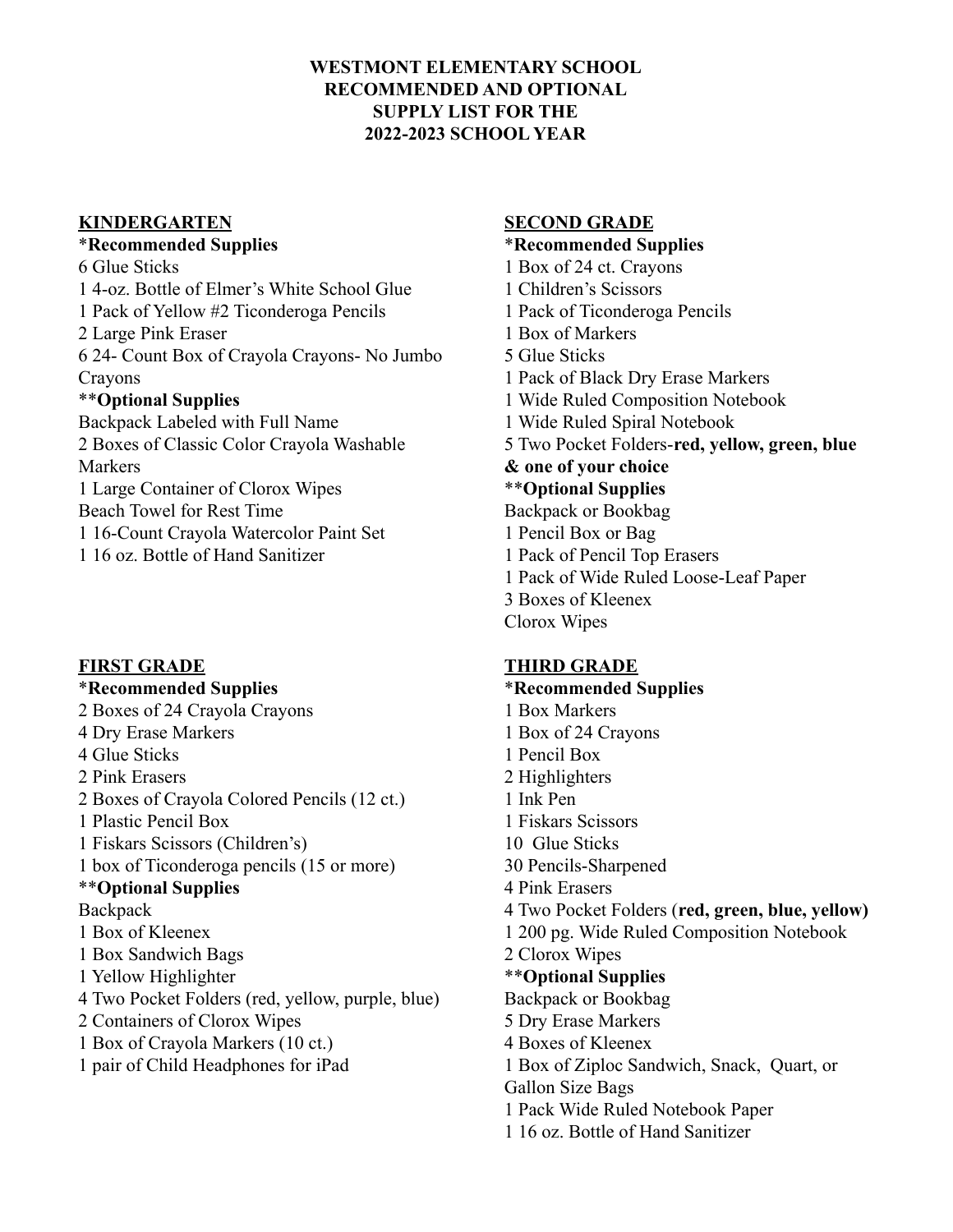# WESTMONT ELEMENTARY SCHOOL
# RECOMMENDED AND OPTIONAL
# SUPPLY LIST FOR THE
# 2022-2023 SCHOOL YEAR

## KINDERGARTEN

*__Recommended Supplies__

6 Glue Sticks
1 4-oz. Bottle of Elmer's White School Glue
1 Pack of Yellow #2 Ticonderoga Pencils
2 Large Pink Eraser
6 24- Count Box of Crayola Crayons- No Jumbo Crayons

**__Optional Supplies__

Backpack Labeled with Full Name
2 Boxes of Classic Color Crayola Washable Markers
1 Large Container of Clorox Wipes
Beach Towel for Rest Time
1 16-Count Crayola Watercolor Paint Set
1 16 oz. Bottle of Hand Sanitizer

## FIRST GRADE

*__Recommended Supplies__

2 Boxes of 24 Crayola Crayons
4 Dry Erase Markers
4 Glue Sticks
2 Pink Erasers
2 Boxes of Crayola Colored Pencils (12 ct.)
1 Plastic Pencil Box
1 Fiskars Scissors (Children's)
1 box of Ticonderoga pencils (15 or more)

**__Optional Supplies__

Backpack
1 Box of Kleenex
1 Box Sandwich Bags
1 Yellow Highlighter
4 Two Pocket Folders (red, yellow, purple, blue)
2 Containers of Clorox Wipes
1 Box of Crayola Markers (10 ct.)
1 pair of Child Headphones for iPad

## SECOND GRADE

*__Recommended Supplies__

1 Box of 24 ct. Crayons
1 Children's Scissors
1 Pack of Ticonderoga Pencils
1 Box of Markers
5 Glue Sticks
1 Pack of Black Dry Erase Markers
1 Wide Ruled Composition Notebook
1 Wide Ruled Spiral Notebook
5 Two Pocket Folders-**red, yellow, green, blue & one of your choice**

**__Optional Supplies__

Backpack or Bookbag
1 Pencil Box or Bag
1 Pack of Pencil Top Erasers
1 Pack of Wide Ruled Loose-Leaf Paper
3 Boxes of Kleenex
Clorox Wipes

## THIRD GRADE

*__Recommended Supplies__

1 Box Markers
1 Box of 24 Crayons
1 Pencil Box
2 Highlighters
1 Ink Pen
1 Fiskars Scissors
10 Glue Sticks
30 Pencils-Sharpened
4 Pink Erasers
4 Two Pocket Folders (**red, green, blue, yellow)**
1 200 pg. Wide Ruled Composition Notebook
2 Clorox Wipes

**__Optional Supplies__

Backpack or Bookbag
5 Dry Erase Markers
4 Boxes of Kleenex
1 Box of Ziploc Sandwich, Snack, Quart, or Gallon Size Bags
1 Pack Wide Ruled Notebook Paper
1 16 oz. Bottle of Hand Sanitizer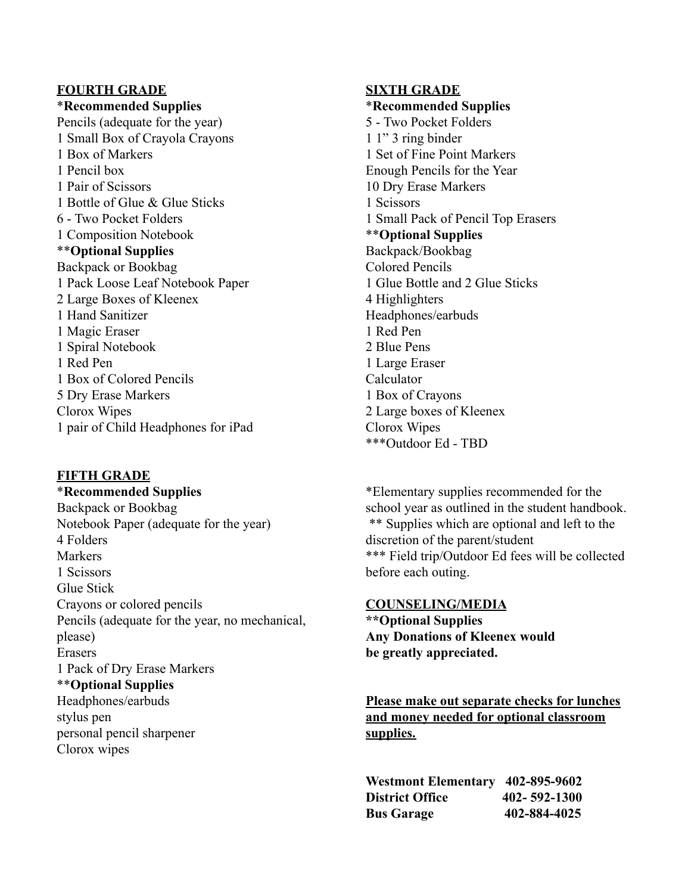## FOURTH GRADE

*__Recommended Supplies__

Pencils (adequate for the year)
1 Small Box of Crayola Crayons
1 Box of Markers
1 Pencil box
1 Pair of Scissors
1 Bottle of Glue & Glue Sticks
6 - Two Pocket Folders
1 Composition Notebook

**__Optional Supplies__

Backpack or Bookbag
1 Pack Loose Leaf Notebook Paper
2 Large Boxes of Kleenex
1 Hand Sanitizer
1 Magic Eraser
1 Spiral Notebook
1 Red Pen
1 Box of Colored Pencils
5 Dry Erase Markers
Clorox Wipes
1 pair of Child Headphones for iPad

## FIFTH GRADE

*__Recommended Supplies__

Backpack or Bookbag
Notebook Paper (adequate for the year)
4 Folders
Markers
1 Scissors
Glue Stick
Crayons or colored pencils
Pencils (adequate for the year, no mechanical, please)
Erasers
1 Pack of Dry Erase Markers

**__Optional Supplies__

Headphones/earbuds
stylus pen
personal pencil sharpener
Clorox wipes

## SIXTH GRADE

*__Recommended Supplies__

5 - Two Pocket Folders
1 1" 3 ring binder
1 Set of Fine Point Markers
Enough Pencils for the Year
10 Dry Erase Markers
1 Scissors
1 Small Pack of Pencil Top Erasers

**__Optional Supplies__

Backpack/Bookbag
Colored Pencils
1 Glue Bottle and 2 Glue Sticks
4 Highlighters
Headphones/earbuds
1 Red Pen
2 Blue Pens
1 Large Eraser
Calculator
1 Box of Crayons
2 Large boxes of Kleenex
Clorox Wipes
***Outdoor Ed - TBD

*Elementary supplies recommended for the school year as outlined in the student handbook.
** Supplies which are optional and left to the discretion of the parent/student
*** Field trip/Outdoor Ed fees will be collected before each outing.

## COUNSELING/MEDIA

**__**Optional Supplies__**

**Any Donations of Kleenex would be greatly appreciated.**

**<u>Please make out separate checks for lunches and money needed for optional classroom supplies.</u>**

| | |
|---|---|
| **Westmont Elementary** | **402-895-9602** |
| **District Office** | **402- 592-1300** |
| **Bus Garage** | **402-884-4025** |